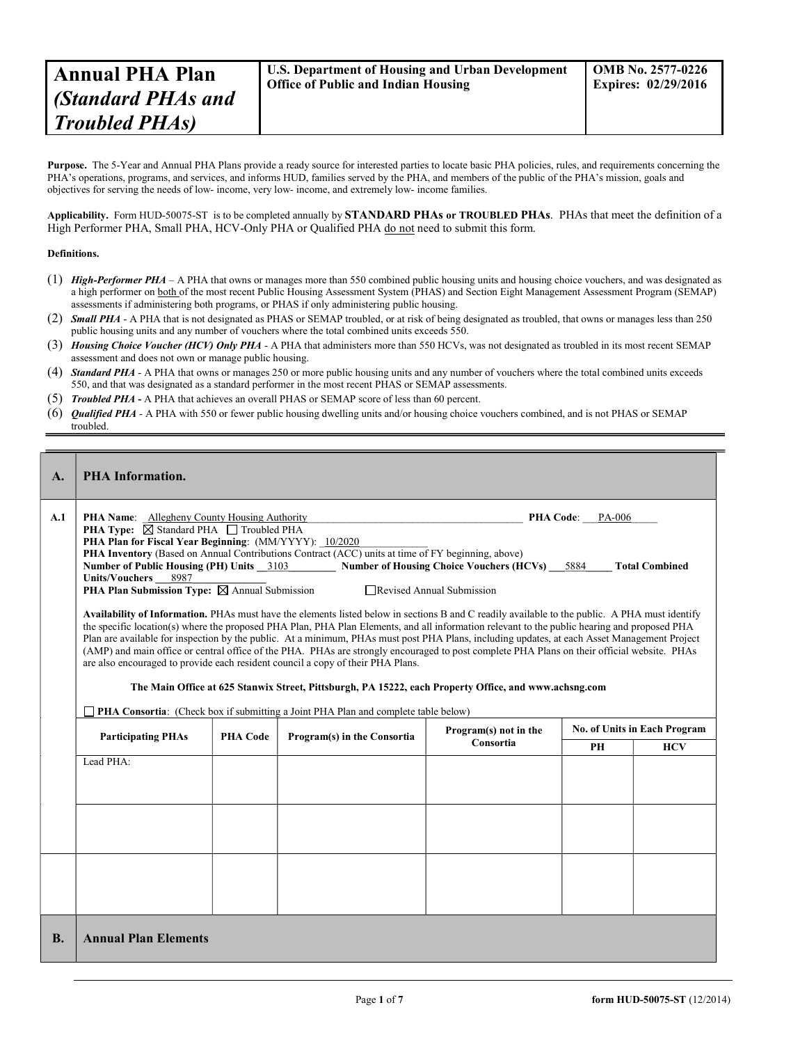| **Annual PHA Plan** *(Standard PHAs and Troubled PHAs)* | **U.S. Department of Housing and Urban Development Office of Public and Indian Housing** | **OMB No. 2577-0226 Expires: 02/29/2016** |
|---|---|---|

**Purpose.** The 5-Year and Annual PHA Plans provide a ready source for interested parties to locate basic PHA policies, rules, and requirements concerning the PHA's operations, programs, and services, and informs HUD, families served by the PHA, and members of the public of the PHA's mission, goals and objectives for serving the needs of low- income, very low- income, and extremely low- income families.

**Applicability.** Form HUD-50075-ST is to be completed annually by **STANDARD PHAs or TROUBLED PHAs**. PHAs that meet the definition of a High Performer PHA, Small PHA, HCV-Only PHA or Qualified PHA do not need to submit this form.

**Definitions.**

(1) ***High-Performer PHA*** – A PHA that owns or manages more than 550 combined public housing units and housing choice vouchers, and was designated as a high performer on both of the most recent Public Housing Assessment System (PHAS) and Section Eight Management Assessment Program (SEMAP) assessments if administering both programs, or PHAS if only administering public housing.

(2) ***Small PHA*** - A PHA that is not designated as PHAS or SEMAP troubled, or at risk of being designated as troubled, that owns or manages less than 250 public housing units and any number of vouchers where the total combined units exceeds 550.

(3) ***Housing Choice Voucher (HCV) Only PHA*** - A PHA that administers more than 550 HCVs, was not designated as troubled in its most recent SEMAP assessment and does not own or manage public housing.

(4) ***Standard PHA*** - A PHA that owns or manages 250 or more public housing units and any number of vouchers where the total combined units exceeds 550, and that was designated as a standard performer in the most recent PHAS or SEMAP assessments.

(5) ***Troubled PHA*** **-** A PHA that achieves an overall PHAS or SEMAP score of less than 60 percent.

(6) ***Qualified PHA*** - A PHA with 550 or fewer public housing dwelling units and/or housing choice vouchers combined, and is not PHAS or SEMAP troubled.

## A. PHA Information.

**A.1**

**PHA Name**: Allegheny County Housing Authority **PHA Code**: PA-006

**PHA Type:** ☒ Standard PHA ☐ Troubled PHA

**PHA Plan for Fiscal Year Beginning**: (MM/YYYY): 10/2020

**PHA Inventory** (Based on Annual Contributions Contract (ACC) units at time of FY beginning, above)

**Number of Public Housing (PH) Units** 3103 **Number of Housing Choice Vouchers (HCVs)** 5884 **Total Combined Units/Vouchers** 8987

**PHA Plan Submission Type:** ☒ Annual Submission ☐ Revised Annual Submission

**Availability of Information.** PHAs must have the elements listed below in sections B and C readily available to the public. A PHA must identify the specific location(s) where the proposed PHA Plan, PHA Plan Elements, and all information relevant to the public hearing and proposed PHA Plan are available for inspection by the public. At a minimum, PHAs must post PHA Plans, including updates, at each Asset Management Project (AMP) and main office or central office of the PHA. PHAs are strongly encouraged to post complete PHA Plans on their official website. PHAs are also encouraged to provide each resident council a copy of their PHA Plans.

**The Main Office at 625 Stanwix Street, Pittsburgh, PA 15222, each Property Office, and www.achsng.com**

☐ **PHA Consortia**: (Check box if submitting a Joint PHA Plan and complete table below)

| Participating PHAs | PHA Code | Program(s) in the Consortia | Program(s) not in the Consortia | No. of Units in Each Program | |
|---|---|---|---|---|---|
| | | | | PH | HCV |
| Lead PHA: | | | | | |
| | | | | | |
| | | | | | |

## B. Annual Plan Elements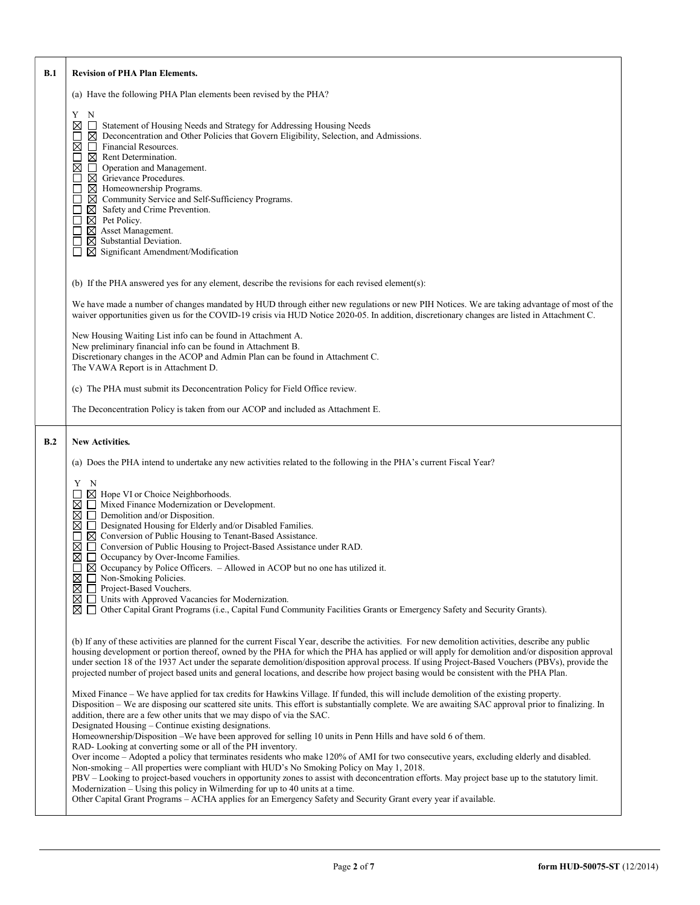## B.1 Revision of PHA Plan Elements.

(a) Have the following PHA Plan elements been revised by the PHA?

| Y | N | Element |
|---|---|---|
| ☒ | ☐ | Statement of Housing Needs and Strategy for Addressing Housing Needs |
| ☐ | ☒ | Deconcentration and Other Policies that Govern Eligibility, Selection, and Admissions. |
| ☒ | ☐ | Financial Resources. |
| ☐ | ☒ | Rent Determination. |
| ☒ | ☐ | Operation and Management. |
| ☐ | ☒ | Grievance Procedures. |
| ☐ | ☒ | Homeownership Programs. |
| ☐ | ☒ | Community Service and Self-Sufficiency Programs. |
| ☐ | ☒ | Safety and Crime Prevention. |
| ☐ | ☒ | Pet Policy. |
| ☐ | ☒ | Asset Management. |
| ☐ | ☒ | Substantial Deviation. |
| ☐ | ☒ | Significant Amendment/Modification |

(b) If the PHA answered yes for any element, describe the revisions for each revised element(s):

We have made a number of changes mandated by HUD through either new regulations or new PIH Notices. We are taking advantage of most of the waiver opportunities given us for the COVID-19 crisis via HUD Notice 2020-05. In addition, discretionary changes are listed in Attachment C.

New Housing Waiting List info can be found in Attachment A.
New preliminary financial info can be found in Attachment B.
Discretionary changes in the ACOP and Admin Plan can be found in Attachment C.
The VAWA Report is in Attachment D.

(c) The PHA must submit its Deconcentration Policy for Field Office review.

The Deconcentration Policy is taken from our ACOP and included as Attachment E.

## B.2 New Activities.

(a) Does the PHA intend to undertake any new activities related to the following in the PHA's current Fiscal Year?

| Y | N | Activity |
|---|---|---|
| ☐ | ☒ | Hope VI or Choice Neighborhoods. |
| ☒ | ☐ | Mixed Finance Modernization or Development. |
| ☒ | ☐ | Demolition and/or Disposition. |
| ☒ | ☐ | Designated Housing for Elderly and/or Disabled Families. |
| ☐ | ☒ | Conversion of Public Housing to Tenant-Based Assistance. |
| ☒ | ☐ | Conversion of Public Housing to Project-Based Assistance under RAD. |
| ☒ | ☐ | Occupancy by Over-Income Families. |
| ☐ | ☒ | Occupancy by Police Officers. – Allowed in ACOP but no one has utilized it. |
| ☒ | ☐ | Non-Smoking Policies. |
| ☒ | ☐ | Project-Based Vouchers. |
| ☒ | ☐ | Units with Approved Vacancies for Modernization. |
| ☒ | ☐ | Other Capital Grant Programs (i.e., Capital Fund Community Facilities Grants or Emergency Safety and Security Grants). |

(b) If any of these activities are planned for the current Fiscal Year, describe the activities. For new demolition activities, describe any public housing development or portion thereof, owned by the PHA for which the PHA has applied or will apply for demolition and/or disposition approval under section 18 of the 1937 Act under the separate demolition/disposition approval process. If using Project-Based Vouchers (PBVs), provide the projected number of project based units and general locations, and describe how project basing would be consistent with the PHA Plan.

Mixed Finance – We have applied for tax credits for Hawkins Village. If funded, this will include demolition of the existing property.
Disposition – We are disposing our scattered site units. This effort is substantially complete. We are awaiting SAC approval prior to finalizing. In addition, there are a few other units that we may dispo of via the SAC.
Designated Housing – Continue existing designations.
Homeownership/Disposition –We have been approved for selling 10 units in Penn Hills and have sold 6 of them.
RAD- Looking at converting some or all of the PH inventory.
Over income – Adopted a policy that terminates residents who make 120% of AMI for two consecutive years, excluding elderly and disabled.
Non-smoking – All properties were compliant with HUD's No Smoking Policy on May 1, 2018.
PBV – Looking to project-based vouchers in opportunity zones to assist with deconcentration efforts. May project base up to the statutory limit.
Modernization – Using this policy in Wilmerding for up to 40 units at a time.
Other Capital Grant Programs – ACHA applies for an Emergency Safety and Security Grant every year if available.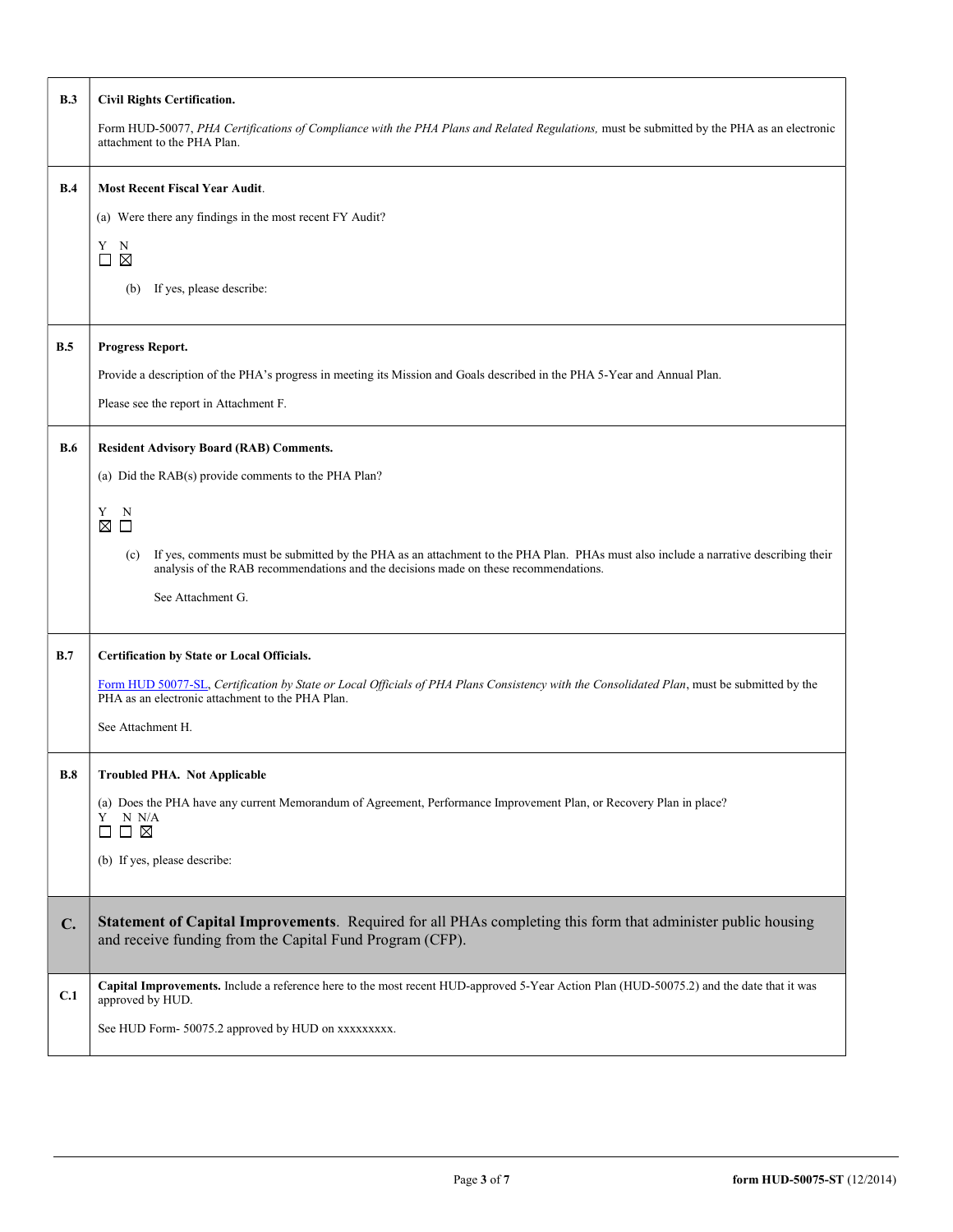| | |
|---|---|
| **B.3** | **Civil Rights Certification.**<br><br>Form HUD-50077, *PHA Certifications of Compliance with the PHA Plans and Related Regulations,* must be submitted by the PHA as an electronic attachment to the PHA Plan. |
| **B.4** | **Most Recent Fiscal Year Audit**.<br><br>(a) Were there any findings in the most recent FY Audit?<br><br>Y N<br>☐ ☒<br><br>(b) If yes, please describe: |
| **B.5** | **Progress Report.**<br><br>Provide a description of the PHA's progress in meeting its Mission and Goals described in the PHA 5-Year and Annual Plan.<br><br>Please see the report in Attachment F. |
| **B.6** | **Resident Advisory Board (RAB) Comments.**<br><br>(a) Did the RAB(s) provide comments to the PHA Plan?<br><br>Y N<br>☒ ☐<br><br>(c) If yes, comments must be submitted by the PHA as an attachment to the PHA Plan. PHAs must also include a narrative describing their analysis of the RAB recommendations and the decisions made on these recommendations.<br><br>See Attachment G. |
| **B.7** | **Certification by State or Local Officials.**<br><br>Form HUD 50077-SL, *Certification by State or Local Officials of PHA Plans Consistency with the Consolidated Plan*, must be submitted by the PHA as an electronic attachment to the PHA Plan.<br><br>See Attachment H. |
| **B.8** | **Troubled PHA. Not Applicable**<br><br>(a) Does the PHA have any current Memorandum of Agreement, Performance Improvement Plan, or Recovery Plan in place?<br>Y N N/A<br>☐ ☐ ☒<br><br>(b) If yes, please describe: |
| **C.** | **Statement of Capital Improvements**. Required for all PHAs completing this form that administer public housing and receive funding from the Capital Fund Program (CFP). |
| **C.1** | **Capital Improvements.** Include a reference here to the most recent HUD-approved 5-Year Action Plan (HUD-50075.2) and the date that it was approved by HUD.<br><br>See HUD Form- 50075.2 approved by HUD on xxxxxxxxx. |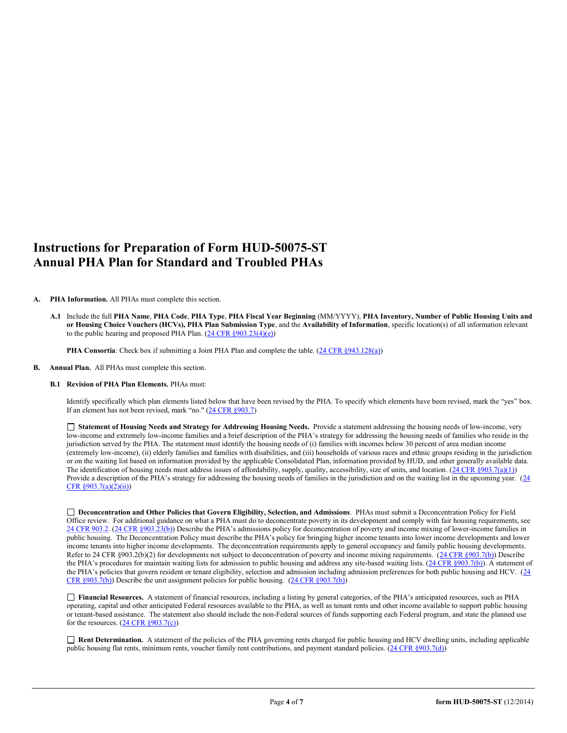# Instructions for Preparation of Form HUD-50075-ST
# Annual PHA Plan for Standard and Troubled PHAs

**A. PHA Information.** All PHAs must complete this section.

**A.1** Include the full **PHA Name**, **PHA Code**, **PHA Type**, **PHA Fiscal Year Beginning** (MM/YYYY), **PHA Inventory, Number of Public Housing Units and or Housing Choice Vouchers (HCVs), PHA Plan Submission Type**, and the **Availability of Information**, specific location(s) of all information relevant to the public hearing and proposed PHA Plan. (24 CFR §903.23(4)(e))

**PHA Consortia**: Check box if submitting a Joint PHA Plan and complete the table. (24 CFR §943.128(a))

**B. Annual Plan.** All PHAs must complete this section.

**B.1 Revision of PHA Plan Elements.** PHAs must:

Identify specifically which plan elements listed below that have been revised by the PHA. To specify which elements have been revised, mark the "yes" box. If an element has not been revised, mark "no." (24 CFR §903.7)

☐ **Statement of Housing Needs and Strategy for Addressing Housing Needs.** Provide a statement addressing the housing needs of low-income, very low-income and extremely low-income families and a brief description of the PHA's strategy for addressing the housing needs of families who reside in the jurisdiction served by the PHA. The statement must identify the housing needs of (i) families with incomes below 30 percent of area median income (extremely low-income), (ii) elderly families and families with disabilities, and (iii) households of various races and ethnic groups residing in the jurisdiction or on the waiting list based on information provided by the applicable Consolidated Plan, information provided by HUD, and other generally available data. The identification of housing needs must address issues of affordability, supply, quality, accessibility, size of units, and location. (24 CFR §903.7(a)(1)) Provide a description of the PHA's strategy for addressing the housing needs of families in the jurisdiction and on the waiting list in the upcoming year. (24 CFR §903.7(a)(2)(ii))

☐ **Deconcentration and Other Policies that Govern Eligibility, Selection, and Admissions**. PHAs must submit a Deconcentration Policy for Field Office review. For additional guidance on what a PHA must do to deconcentrate poverty in its development and comply with fair housing requirements, see 24 CFR 903.2. (24 CFR §903.23(b)) Describe the PHA's admissions policy for deconcentration of poverty and income mixing of lower-income families in public housing. The Deconcentration Policy must describe the PHA's policy for bringing higher income tenants into lower income developments and lower income tenants into higher income developments. The deconcentration requirements apply to general occupancy and family public housing developments. Refer to 24 CFR §903.2(b)(2) for developments not subject to deconcentration of poverty and income mixing requirements. (24 CFR §903.7(b)) Describe the PHA's procedures for maintain waiting lists for admission to public housing and address any site-based waiting lists. (24 CFR §903.7(b)). A statement of the PHA's policies that govern resident or tenant eligibility, selection and admission including admission preferences for both public housing and HCV. (24 CFR §903.7(b)) Describe the unit assignment policies for public housing. (24 CFR §903.7(b))

☐ **Financial Resources.** A statement of financial resources, including a listing by general categories, of the PHA's anticipated resources, such as PHA operating, capital and other anticipated Federal resources available to the PHA, as well as tenant rents and other income available to support public housing or tenant-based assistance. The statement also should include the non-Federal sources of funds supporting each Federal program, and state the planned use for the resources. (24 CFR §903.7(c))

☐ **Rent Determination.** A statement of the policies of the PHA governing rents charged for public housing and HCV dwelling units, including applicable public housing flat rents, minimum rents, voucher family rent contributions, and payment standard policies. (24 CFR §903.7(d))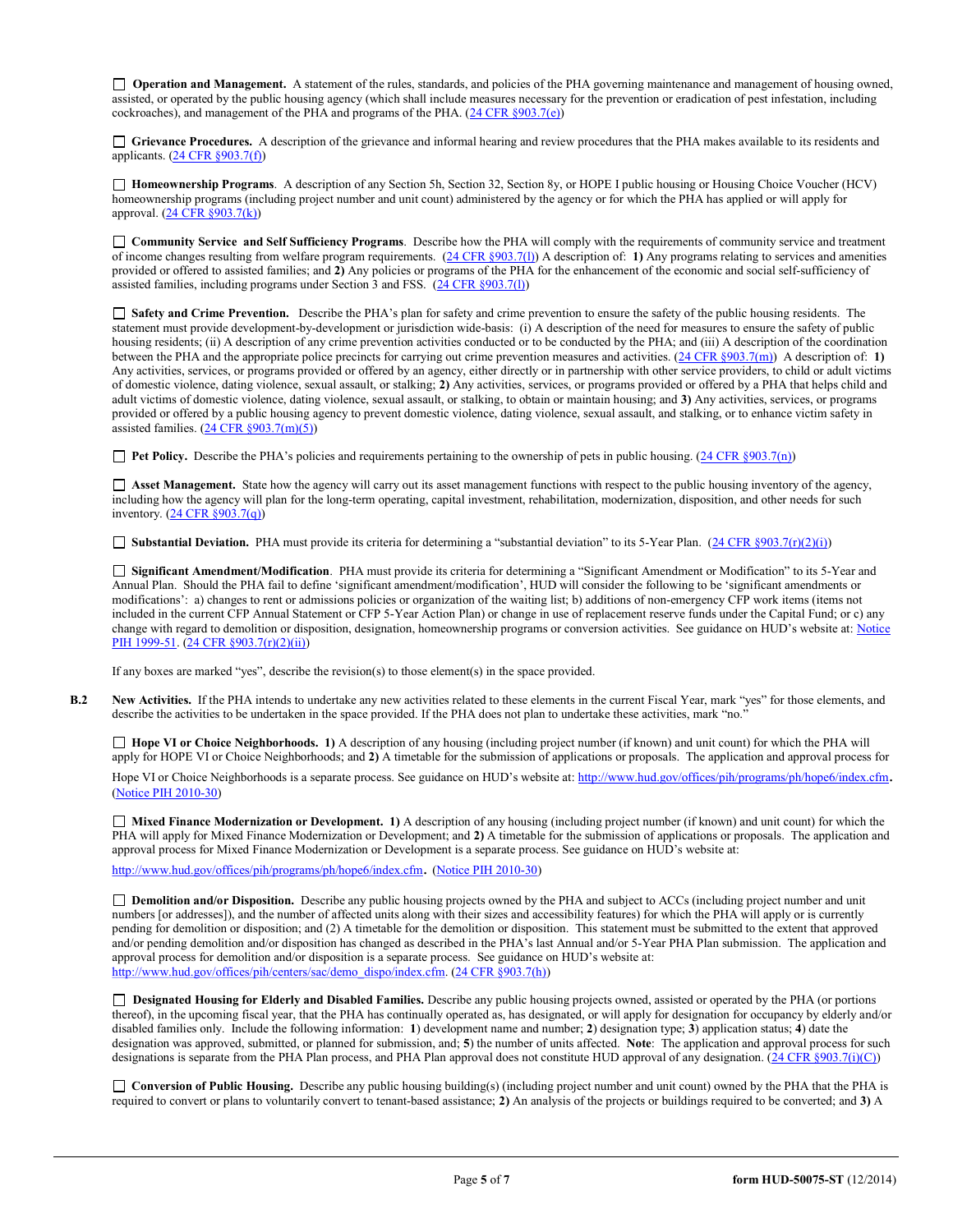☐ **Operation and Management.** A statement of the rules, standards, and policies of the PHA governing maintenance and management of housing owned, assisted, or operated by the public housing agency (which shall include measures necessary for the prevention or eradication of pest infestation, including cockroaches), and management of the PHA and programs of the PHA. (24 CFR §903.7(e))

☐ **Grievance Procedures.** A description of the grievance and informal hearing and review procedures that the PHA makes available to its residents and applicants. (24 CFR §903.7(f))

☐ **Homeownership Programs**. A description of any Section 5h, Section 32, Section 8y, or HOPE I public housing or Housing Choice Voucher (HCV) homeownership programs (including project number and unit count) administered by the agency or for which the PHA has applied or will apply for approval. (24 CFR §903.7(k))

☐ **Community Service and Self Sufficiency Programs**. Describe how the PHA will comply with the requirements of community service and treatment of income changes resulting from welfare program requirements. (24 CFR §903.7(l)) A description of: **1)** Any programs relating to services and amenities provided or offered to assisted families; and **2)** Any policies or programs of the PHA for the enhancement of the economic and social self-sufficiency of assisted families, including programs under Section 3 and FSS. (24 CFR §903.7(l))

☐ **Safety and Crime Prevention.** Describe the PHA's plan for safety and crime prevention to ensure the safety of the public housing residents. The statement must provide development-by-development or jurisdiction wide-basis: (i) A description of the need for measures to ensure the safety of public housing residents; (ii) A description of any crime prevention activities conducted or to be conducted by the PHA; and (iii) A description of the coordination between the PHA and the appropriate police precincts for carrying out crime prevention measures and activities. (24 CFR §903.7(m)) A description of: **1)** Any activities, services, or programs provided or offered by an agency, either directly or in partnership with other service providers, to child or adult victims of domestic violence, dating violence, sexual assault, or stalking; **2)** Any activities, services, or programs provided or offered by a PHA that helps child and adult victims of domestic violence, dating violence, sexual assault, or stalking, to obtain or maintain housing; and **3)** Any activities, services, or programs provided or offered by a public housing agency to prevent domestic violence, dating violence, sexual assault, and stalking, or to enhance victim safety in assisted families. (24 CFR §903.7(m)(5))

☐ **Pet Policy.** Describe the PHA's policies and requirements pertaining to the ownership of pets in public housing. (24 CFR §903.7(n))

☐ **Asset Management.** State how the agency will carry out its asset management functions with respect to the public housing inventory of the agency, including how the agency will plan for the long-term operating, capital investment, rehabilitation, modernization, disposition, and other needs for such inventory. (24 CFR §903.7(q))

☐ **Substantial Deviation.** PHA must provide its criteria for determining a "substantial deviation" to its 5-Year Plan. (24 CFR §903.7(r)(2)(i))

☐ **Significant Amendment/Modification**. PHA must provide its criteria for determining a "Significant Amendment or Modification" to its 5-Year and Annual Plan. Should the PHA fail to define 'significant amendment/modification', HUD will consider the following to be 'significant amendments or modifications': a) changes to rent or admissions policies or organization of the waiting list; b) additions of non-emergency CFP work items (items not included in the current CFP Annual Statement or CFP 5-Year Action Plan) or change in use of replacement reserve funds under the Capital Fund; or c) any change with regard to demolition or disposition, designation, homeownership programs or conversion activities. See guidance on HUD's website at: Notice PIH 1999-51. (24 CFR §903.7(r)(2)(ii))

If any boxes are marked "yes", describe the revision(s) to those element(s) in the space provided.

**B.2** **New Activities.** If the PHA intends to undertake any new activities related to these elements in the current Fiscal Year, mark "yes" for those elements, and describe the activities to be undertaken in the space provided. If the PHA does not plan to undertake these activities, mark "no."

☐ **Hope VI or Choice Neighborhoods. 1)** A description of any housing (including project number (if known) and unit count) for which the PHA will apply for HOPE VI or Choice Neighborhoods; and **2)** A timetable for the submission of applications or proposals. The application and approval process for Hope VI or Choice Neighborhoods is a separate process. See guidance on HUD's website at: http://www.hud.gov/offices/pih/programs/ph/hope6/index.cfm. (Notice PIH 2010-30)

☐ **Mixed Finance Modernization or Development. 1)** A description of any housing (including project number (if known) and unit count) for which the PHA will apply for Mixed Finance Modernization or Development; and **2)** A timetable for the submission of applications or proposals. The application and approval process for Mixed Finance Modernization or Development is a separate process. See guidance on HUD's website at: http://www.hud.gov/offices/pih/programs/ph/hope6/index.cfm. (Notice PIH 2010-30)

☐ **Demolition and/or Disposition.** Describe any public housing projects owned by the PHA and subject to ACCs (including project number and unit numbers [or addresses]), and the number of affected units along with their sizes and accessibility features) for which the PHA will apply or is currently pending for demolition or disposition; and (2) A timetable for the demolition or disposition. This statement must be submitted to the extent that approved and/or pending demolition and/or disposition has changed as described in the PHA's last Annual and/or 5-Year PHA Plan submission. The application and approval process for demolition and/or disposition is a separate process. See guidance on HUD's website at: http://www.hud.gov/offices/pih/centers/sac/demo_dispo/index.cfm. (24 CFR §903.7(h))

☐ **Designated Housing for Elderly and Disabled Families.** Describe any public housing projects owned, assisted or operated by the PHA (or portions thereof), in the upcoming fiscal year, that the PHA has continually operated as, has designated, or will apply for designation for occupancy by elderly and/or disabled families only. Include the following information: **1**) development name and number; **2**) designation type; **3**) application status; **4**) date the designation was approved, submitted, or planned for submission, and; **5**) the number of units affected. **Note**: The application and approval process for such designations is separate from the PHA Plan process, and PHA Plan approval does not constitute HUD approval of any designation. (24 CFR §903.7(i)(C))

☐ **Conversion of Public Housing.** Describe any public housing building(s) (including project number and unit count) owned by the PHA that the PHA is required to convert or plans to voluntarily convert to tenant-based assistance; **2)** An analysis of the projects or buildings required to be converted; and **3)** A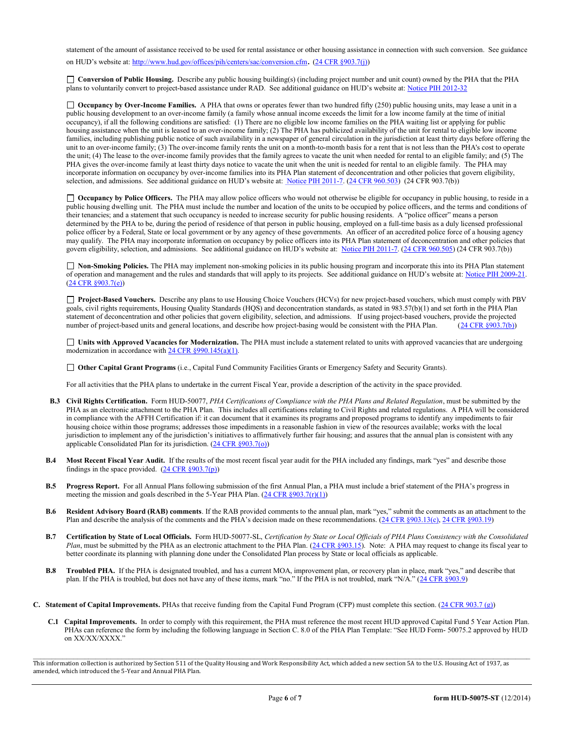statement of the amount of assistance received to be used for rental assistance or other housing assistance in connection with such conversion. See guidance on HUD's website at: http://www.hud.gov/offices/pih/centers/sac/conversion.cfm. (24 CFR §903.7(j))

☐ **Conversion of Public Housing.** Describe any public housing building(s) (including project number and unit count) owned by the PHA that the PHA plans to voluntarily convert to project-based assistance under RAD. See additional guidance on HUD's website at: Notice PIH 2012-32

☐ **Occupancy by Over-Income Families.** A PHA that owns or operates fewer than two hundred fifty (250) public housing units, may lease a unit in a public housing development to an over-income family (a family whose annual income exceeds the limit for a low income family at the time of initial occupancy), if all the following conditions are satisfied: (1) There are no eligible low income families on the PHA waiting list or applying for public housing assistance when the unit is leased to an over-income family; (2) The PHA has publicized availability of the unit for rental to eligible low income families, including publishing public notice of such availability in a newspaper of general circulation in the jurisdiction at least thirty days before offering the unit to an over-income family; (3) The over-income family rents the unit on a month-to-month basis for a rent that is not less than the PHA's cost to operate the unit; (4) The lease to the over-income family provides that the family agrees to vacate the unit when needed for rental to an eligible family; and (5) The PHA gives the over-income family at least thirty days notice to vacate the unit when the unit is needed for rental to an eligible family. The PHA may incorporate information on occupancy by over-income families into its PHA Plan statement of deconcentration and other policies that govern eligibility, selection, and admissions. See additional guidance on HUD's website at: Notice PIH 2011-7. (24 CFR 960.503) (24 CFR 903.7(b))

☐ **Occupancy by Police Officers.** The PHA may allow police officers who would not otherwise be eligible for occupancy in public housing, to reside in a public housing dwelling unit. The PHA must include the number and location of the units to be occupied by police officers, and the terms and conditions of their tenancies; and a statement that such occupancy is needed to increase security for public housing residents. A "police officer" means a person determined by the PHA to be, during the period of residence of that person in public housing, employed on a full-time basis as a duly licensed professional police officer by a Federal, State or local government or by any agency of these governments. An officer of an accredited police force of a housing agency may qualify. The PHA may incorporate information on occupancy by police officers into its PHA Plan statement of deconcentration and other policies that govern eligibility, selection, and admissions. See additional guidance on HUD's website at: Notice PIH 2011-7. (24 CFR 960.505) (24 CFR 903.7(b))

☐ **Non-Smoking Policies.** The PHA may implement non-smoking policies in its public housing program and incorporate this into its PHA Plan statement of operation and management and the rules and standards that will apply to its projects. See additional guidance on HUD's website at: Notice PIH 2009-21. (24 CFR §903.7(e))

☐ **Project-Based Vouchers.** Describe any plans to use Housing Choice Vouchers (HCVs) for new project-based vouchers, which must comply with PBV goals, civil rights requirements, Housing Quality Standards (HQS) and deconcentration standards, as stated in 983.57(b)(1) and set forth in the PHA Plan statement of deconcentration and other policies that govern eligibility, selection, and admissions. If using project-based vouchers, provide the projected number of project-based units and general locations, and describe how project-basing would be consistent with the PHA Plan. (24 CFR §903.7(b))

☐ **Units with Approved Vacancies for Modernization.** The PHA must include a statement related to units with approved vacancies that are undergoing modernization in accordance with 24 CFR §990.145(a)(1).

☐ **Other Capital Grant Programs** (i.e., Capital Fund Community Facilities Grants or Emergency Safety and Security Grants).

For all activities that the PHA plans to undertake in the current Fiscal Year, provide a description of the activity in the space provided.

**B.3 Civil Rights Certification.** Form HUD-50077, *PHA Certifications of Compliance with the PHA Plans and Related Regulation*, must be submitted by the PHA as an electronic attachment to the PHA Plan. This includes all certifications relating to Civil Rights and related regulations. A PHA will be considered in compliance with the AFFH Certification if: it can document that it examines its programs and proposed programs to identify any impediments to fair housing choice within those programs; addresses those impediments in a reasonable fashion in view of the resources available; works with the local jurisdiction to implement any of the jurisdiction's initiatives to affirmatively further fair housing; and assures that the annual plan is consistent with any applicable Consolidated Plan for its jurisdiction. (24 CFR §903.7(o))

**B.4 Most Recent Fiscal Year Audit.** If the results of the most recent fiscal year audit for the PHA included any findings, mark "yes" and describe those findings in the space provided. (24 CFR §903.7(p))

**B.5 Progress Report.** For all Annual Plans following submission of the first Annual Plan, a PHA must include a brief statement of the PHA's progress in meeting the mission and goals described in the 5-Year PHA Plan. (24 CFR §903.7(r)(1))

**B.6 Resident Advisory Board (RAB) comments**. If the RAB provided comments to the annual plan, mark "yes," submit the comments as an attachment to the Plan and describe the analysis of the comments and the PHA's decision made on these recommendations. (24 CFR §903.13(c), 24 CFR §903.19)

**B.7 Certification by State of Local Officials.** Form HUD-50077-SL, *Certification by State or Local Officials of PHA Plans Consistency with the Consolidated Plan*, must be submitted by the PHA as an electronic attachment to the PHA Plan. (24 CFR §903.15). Note: A PHA may request to change its fiscal year to better coordinate its planning with planning done under the Consolidated Plan process by State or local officials as applicable.

**B.8 Troubled PHA.** If the PHA is designated troubled, and has a current MOA, improvement plan, or recovery plan in place, mark "yes," and describe that plan. If the PHA is troubled, but does not have any of these items, mark "no." If the PHA is not troubled, mark "N/A." (24 CFR §903.9)

**C. Statement of Capital Improvements.** PHAs that receive funding from the Capital Fund Program (CFP) must complete this section. (24 CFR 903.7 (g))

**C.1 Capital Improvements.** In order to comply with this requirement, the PHA must reference the most recent HUD approved Capital Fund 5 Year Action Plan. PHAs can reference the form by including the following language in Section C. 8.0 of the PHA Plan Template: "See HUD Form- 50075.2 approved by HUD on XX/XX/XXXX."

This information collection is authorized by Section 511 of the Quality Housing and Work Responsibility Act, which added a new section 5A to the U.S. Housing Act of 1937, as amended, which introduced the 5-Year and Annual PHA Plan.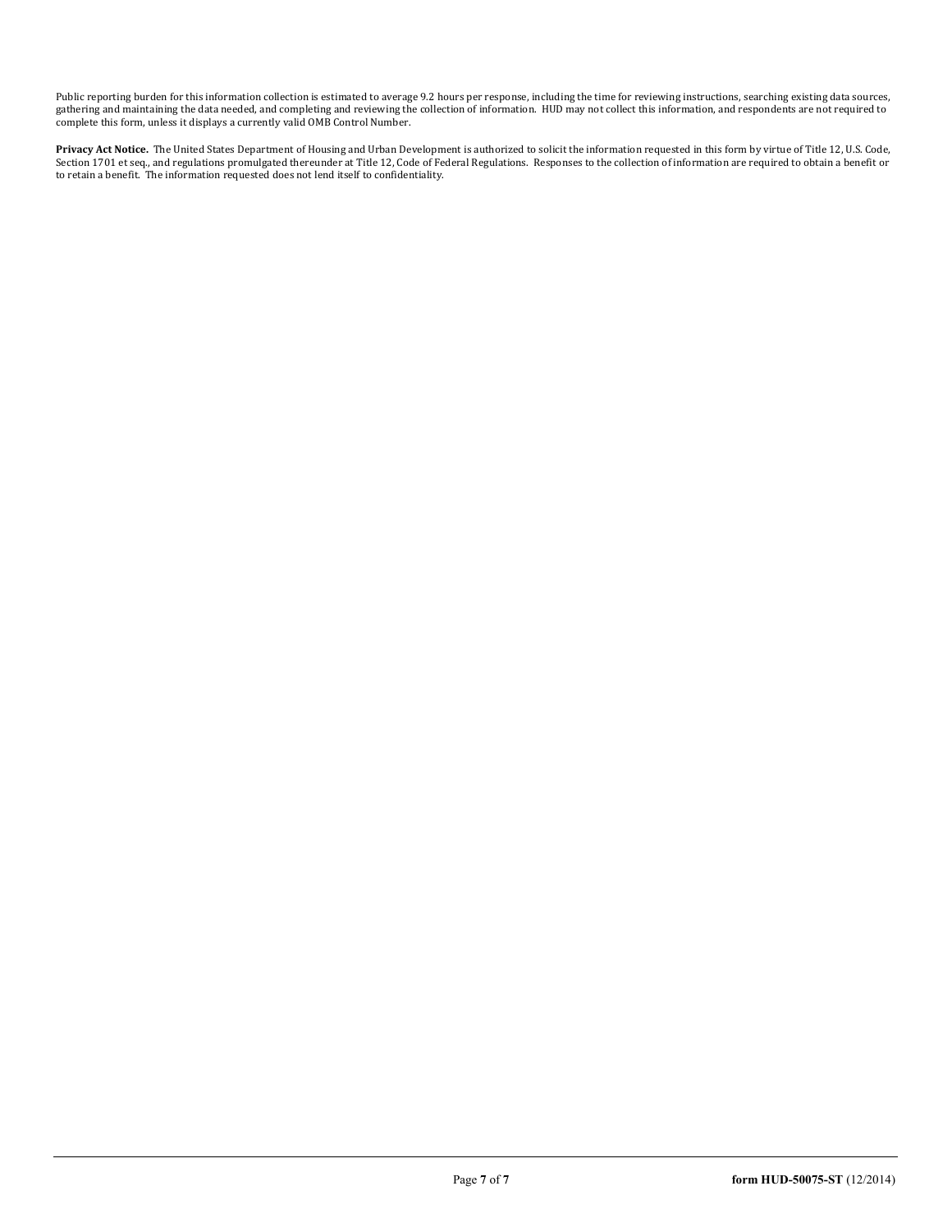Public reporting burden for this information collection is estimated to average 9.2 hours per response, including the time for reviewing instructions, searching existing data sources, gathering and maintaining the data needed, and completing and reviewing the collection of information. HUD may not collect this information, and respondents are not required to complete this form, unless it displays a currently valid OMB Control Number.

**Privacy Act Notice.** The United States Department of Housing and Urban Development is authorized to solicit the information requested in this form by virtue of Title 12, U.S. Code, Section 1701 et seq., and regulations promulgated thereunder at Title 12, Code of Federal Regulations. Responses to the collection of information are required to obtain a benefit or to retain a benefit. The information requested does not lend itself to confidentiality.